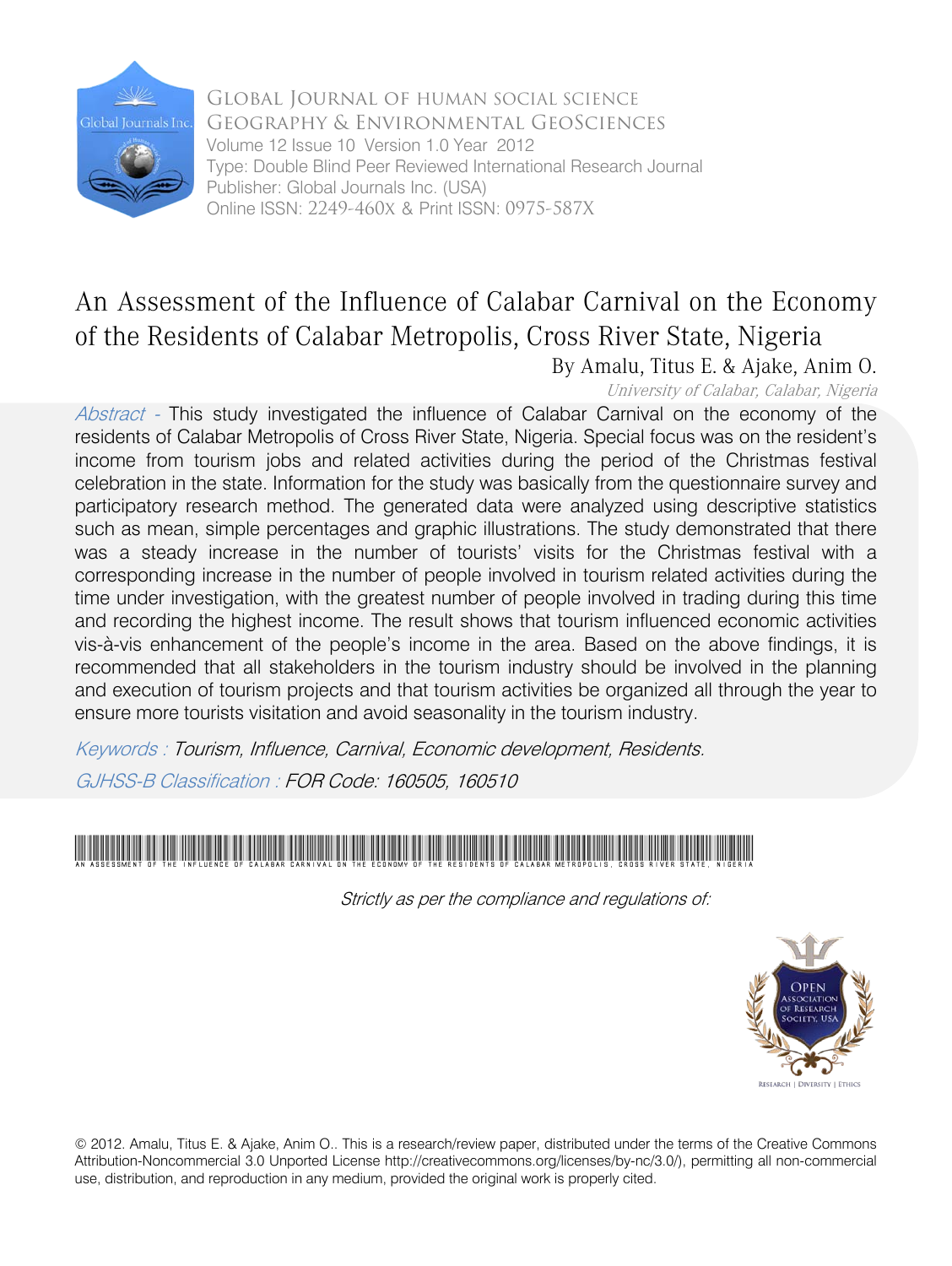Global Journal of Human Social Science
Geography & Environmental GeoSciences
Volume 12 Issue 10 Version 1.0 Year 2012
Type: Double Blind Peer Reviewed International Research Journal
Publisher: Global Journals Inc. (USA)
Online ISSN: 2249-460X & Print ISSN: 0975-587X

# An Assessment of the Influence of Calabar Carnival on the Economy of the Residents of Calabar Metropolis, Cross River State, Nigeria

By Amalu, Titus E. & Ajake, Anim O.

*University of Calabar, Calabar, Nigeria*

*Abstract -* This study investigated the influence of Calabar Carnival on the economy of the residents of Calabar Metropolis of Cross River State, Nigeria. Special focus was on the resident's income from tourism jobs and related activities during the period of the Christmas festival celebration in the state. Information for the study was basically from the questionnaire survey and participatory research method. The generated data were analyzed using descriptive statistics such as mean, simple percentages and graphic illustrations. The study demonstrated that there was a steady increase in the number of tourists' visits for the Christmas festival with a corresponding increase in the number of people involved in tourism related activities during the time under investigation, with the greatest number of people involved in trading during this time and recording the highest income. The result shows that tourism influenced economic activities vis-à-vis enhancement of the people's income in the area. Based on the above findings, it is recommended that all stakeholders in the tourism industry should be involved in the planning and execution of tourism projects and that tourism activities be organized all through the year to ensure more tourists visitation and avoid seasonality in the tourism industry.

*Keywords : Tourism, Influence, Carnival, Economic development, Residents.*

*GJHSS-B Classification : FOR Code: 160505, 160510*

AN ASSESSMENT OF THE INFLUENCE OF CALABAR CARNIVAL ON THE ECONOMY OF THE RESIDENTS OF CALABAR METROPOLIS, CROSS RIVER STATE, NIGERIA

*Strictly as per the compliance and regulations of:*

© 2012. Amalu, Titus E. & Ajake, Anim O.. This is a research/review paper, distributed under the terms of the Creative Commons Attribution-Noncommercial 3.0 Unported License http://creativecommons.org/licenses/by-nc/3.0/), permitting all non-commercial use, distribution, and reproduction in any medium, provided the original work is properly cited.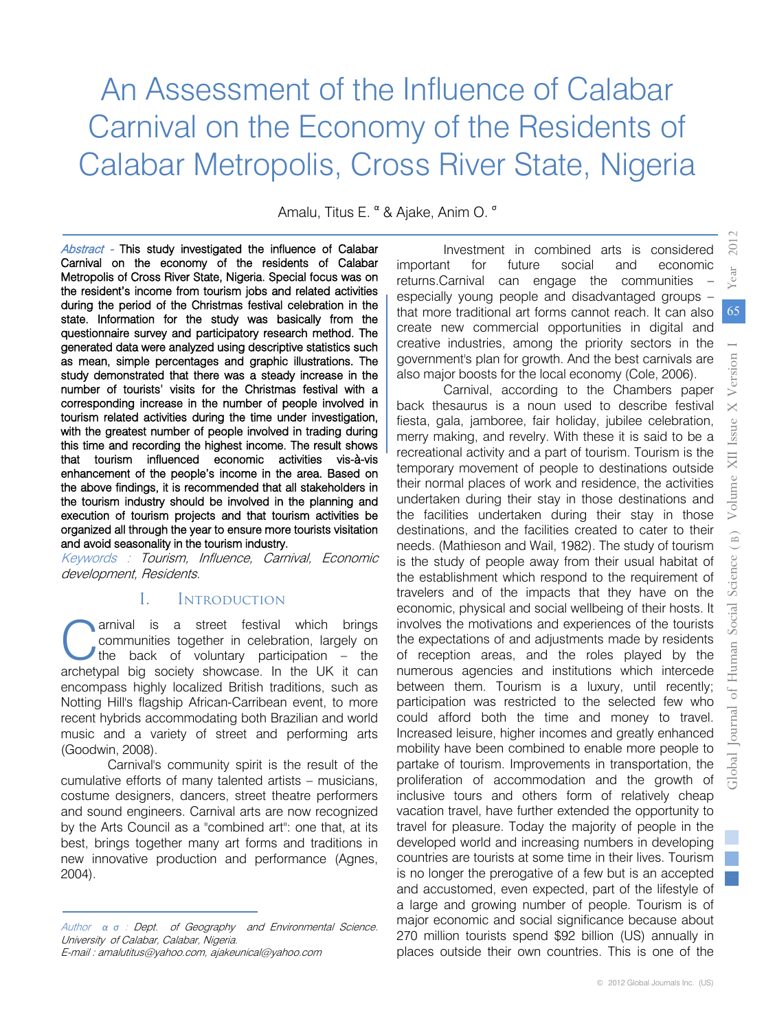# An Assessment of the Influence of Calabar Carnival on the Economy of the Residents of Calabar Metropolis, Cross River State, Nigeria

Amalu, Titus E. [α] & Ajake, Anim O. [σ]

*Abstract* - This study investigated the influence of Calabar Carnival on the economy of the residents of Calabar Metropolis of Cross River State, Nigeria. Special focus was on the resident's income from tourism jobs and related activities during the period of the Christmas festival celebration in the state. Information for the study was basically from the questionnaire survey and participatory research method. The generated data were analyzed using descriptive statistics such as mean, simple percentages and graphic illustrations. The study demonstrated that there was a steady increase in the number of tourists' visits for the Christmas festival with a corresponding increase in the number of people involved in tourism related activities during the time under investigation, with the greatest number of people involved in trading during this time and recording the highest income. The result shows that tourism influenced economic activities vis-à-vis enhancement of the people's income in the area. Based on the above findings, it is recommended that all stakeholders in the tourism industry should be involved in the planning and execution of tourism projects and that tourism activities be organized all through the year to ensure more tourists visitation and avoid seasonality in the tourism industry.

*Keywords : Tourism, Influence, Carnival, Economic development, Residents.*

## I. Introduction

Carnival is a street festival which brings communities together in celebration, largely on the back of voluntary participation – the archetypal big society showcase. In the UK it can encompass highly localized British traditions, such as Notting Hill's flagship African-Carribean event, to more recent hybrids accommodating both Brazilian and world music and a variety of street and performing arts (Goodwin, 2008).

Carnival's community spirit is the result of the cumulative efforts of many talented artists – musicians, costume designers, dancers, street theatre performers and sound engineers. Carnival arts are now recognized by the Arts Council as a "combined art": one that, at its best, brings together many art forms and traditions in new innovative production and performance (Agnes, 2004).

Investment in combined arts is considered important for future social and economic returns.Carnival can engage the communities – especially young people and disadvantaged groups – that more traditional art forms cannot reach. It can also create new commercial opportunities in digital and creative industries, among the priority sectors in the government's plan for growth. And the best carnivals are also major boosts for the local economy (Cole, 2006).

Carnival, according to the Chambers paper back thesaurus is a noun used to describe festival fiesta, gala, jamboree, fair holiday, jubilee celebration, merry making, and revelry. With these it is said to be a recreational activity and a part of tourism. Tourism is the temporary movement of people to destinations outside their normal places of work and residence, the activities undertaken during their stay in those destinations and the facilities undertaken during their stay in those destinations, and the facilities created to cater to their needs. (Mathieson and Wail, 1982). The study of tourism is the study of people away from their usual habitat of the establishment which respond to the requirement of travelers and of the impacts that they have on the economic, physical and social wellbeing of their hosts. It involves the motivations and experiences of the tourists the expectations of and adjustments made by residents of reception areas, and the roles played by the numerous agencies and institutions which intercede between them. Tourism is a luxury, until recently; participation was restricted to the selected few who could afford both the time and money to travel. Increased leisure, higher incomes and greatly enhanced mobility have been combined to enable more people to partake of tourism. Improvements in transportation, the proliferation of accommodation and the growth of inclusive tours and others form of relatively cheap vacation travel, have further extended the opportunity to travel for pleasure. Today the majority of people in the developed world and increasing numbers in developing countries are tourists at some time in their lives. Tourism is no longer the prerogative of a few but is an accepted and accustomed, even expected, part of the lifestyle of a large and growing number of people. Tourism is of major economic and social significance because about 270 million tourists spend $92 billion (US) annually in places outside their own countries. This is one of the

*Author α σ : Dept. of Geography and Environmental Science. University of Calabar, Calabar, Nigeria.*
*E-mail : amalutitus@yahoo.com, ajakeunical@yahoo.com*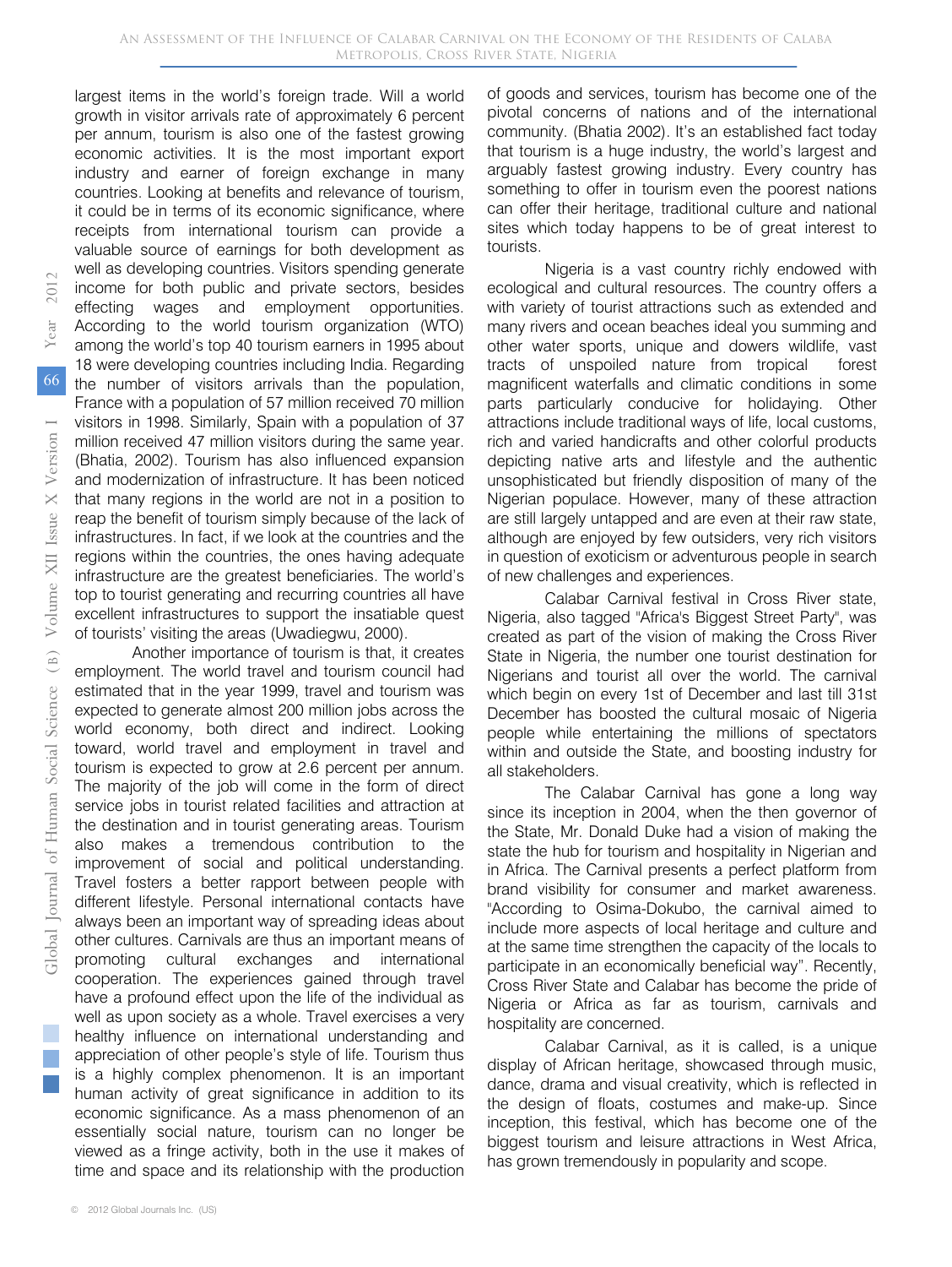largest items in the world's foreign trade. Will a world growth in visitor arrivals rate of approximately 6 percent per annum, tourism is also one of the fastest growing economic activities. It is the most important export industry and earner of foreign exchange in many countries. Looking at benefits and relevance of tourism, it could be in terms of its economic significance, where receipts from international tourism can provide a valuable source of earnings for both development as well as developing countries. Visitors spending generate income for both public and private sectors, besides effecting wages and employment opportunities. According to the world tourism organization (WTO) among the world's top 40 tourism earners in 1995 about 18 were developing countries including India. Regarding the number of visitors arrivals than the population, France with a population of 57 million received 70 million visitors in 1998. Similarly, Spain with a population of 37 million received 47 million visitors during the same year. (Bhatia, 2002). Tourism has also influenced expansion and modernization of infrastructure. It has been noticed that many regions in the world are not in a position to reap the benefit of tourism simply because of the lack of infrastructures. In fact, if we look at the countries and the regions within the countries, the ones having adequate infrastructure are the greatest beneficiaries. The world's top to tourist generating and recurring countries all have excellent infrastructures to support the insatiable quest of tourists' visiting the areas (Uwadiegwu, 2000).

Another importance of tourism is that, it creates employment. The world travel and tourism council had estimated that in the year 1999, travel and tourism was expected to generate almost 200 million jobs across the world economy, both direct and indirect. Looking toward, world travel and employment in travel and tourism is expected to grow at 2.6 percent per annum. The majority of the job will come in the form of direct service jobs in tourist related facilities and attraction at the destination and in tourist generating areas. Tourism also makes a tremendous contribution to the improvement of social and political understanding. Travel fosters a better rapport between people with different lifestyle. Personal international contacts have always been an important way of spreading ideas about other cultures. Carnivals are thus an important means of promoting cultural exchanges and international cooperation. The experiences gained through travel have a profound effect upon the life of the individual as well as upon society as a whole. Travel exercises a very healthy influence on international understanding and appreciation of other people's style of life. Tourism thus is a highly complex phenomenon. It is an important human activity of great significance in addition to its economic significance. As a mass phenomenon of an essentially social nature, tourism can no longer be viewed as a fringe activity, both in the use it makes of time and space and its relationship with the production of goods and services, tourism has become one of the pivotal concerns of nations and of the international community. (Bhatia 2002). It's an established fact today that tourism is a huge industry, the world's largest and arguably fastest growing industry. Every country has something to offer in tourism even the poorest nations can offer their heritage, traditional culture and national sites which today happens to be of great interest to tourists.

Nigeria is a vast country richly endowed with ecological and cultural resources. The country offers a with variety of tourist attractions such as extended and many rivers and ocean beaches ideal you summing and other water sports, unique and dowers wildlife, vast tracts of unspoiled nature from tropical forest magnificent waterfalls and climatic conditions in some parts particularly conducive for holidaying. Other attractions include traditional ways of life, local customs, rich and varied handicrafts and other colorful products depicting native arts and lifestyle and the authentic unsophisticated but friendly disposition of many of the Nigerian populace. However, many of these attraction are still largely untapped and are even at their raw state, although are enjoyed by few outsiders, very rich visitors in question of exoticism or adventurous people in search of new challenges and experiences.

Calabar Carnival festival in Cross River state, Nigeria, also tagged "Africa's Biggest Street Party", was created as part of the vision of making the Cross River State in Nigeria, the number one tourist destination for Nigerians and tourist all over the world. The carnival which begin on every 1st of December and last till 31st December has boosted the cultural mosaic of Nigeria people while entertaining the millions of spectators within and outside the State, and boosting industry for all stakeholders.

The Calabar Carnival has gone a long way since its inception in 2004, when the then governor of the State, Mr. Donald Duke had a vision of making the state the hub for tourism and hospitality in Nigerian and in Africa. The Carnival presents a perfect platform from brand visibility for consumer and market awareness. "According to Osima-Dokubo, the carnival aimed to include more aspects of local heritage and culture and at the same time strengthen the capacity of the locals to participate in an economically beneficial way". Recently, Cross River State and Calabar has become the pride of Nigeria or Africa as far as tourism, carnivals and hospitality are concerned.

Calabar Carnival, as it is called, is a unique display of African heritage, showcased through music, dance, drama and visual creativity, which is reflected in the design of floats, costumes and make-up. Since inception, this festival, which has become one of the biggest tourism and leisure attractions in West Africa, has grown tremendously in popularity and scope.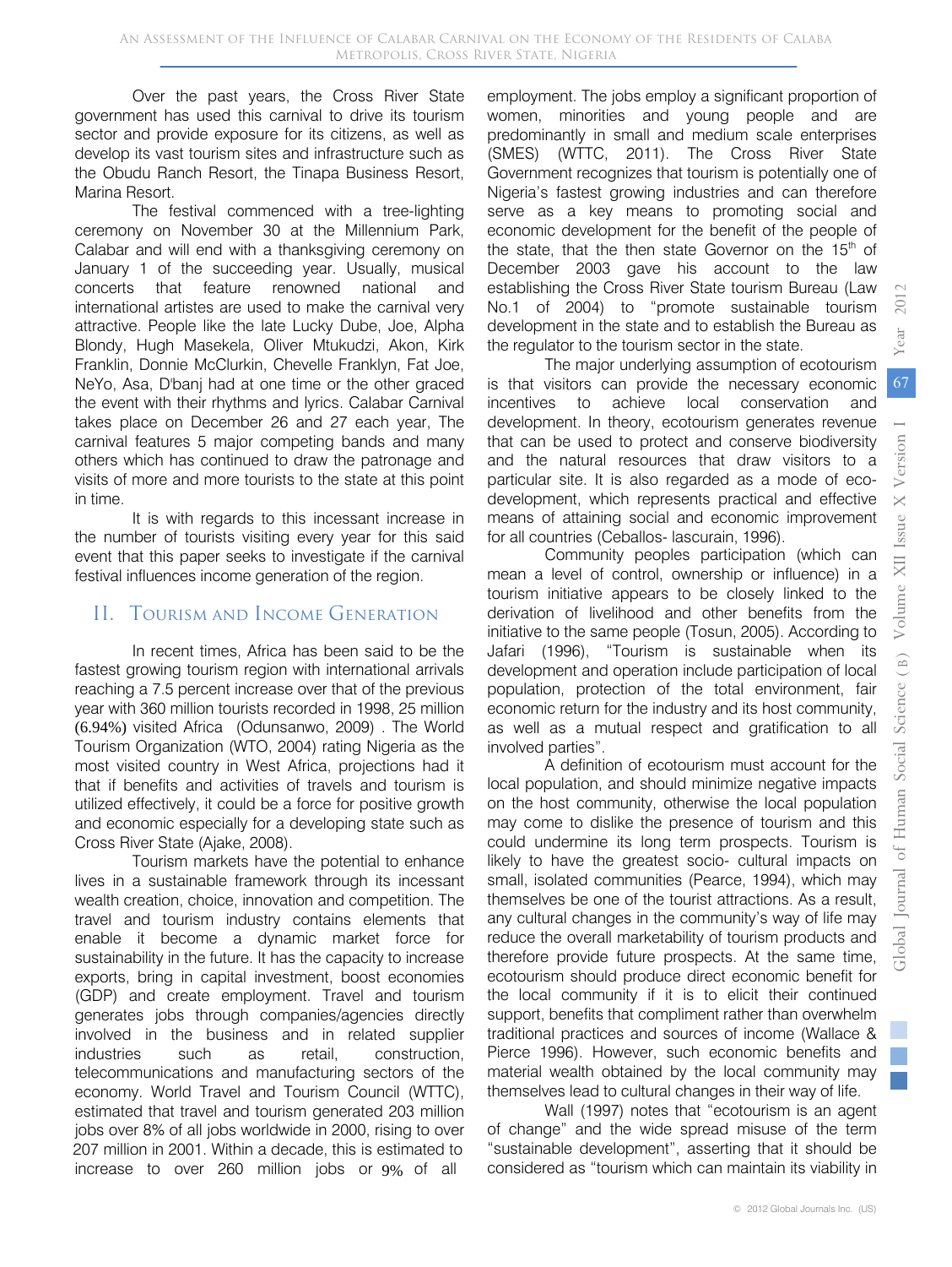Over the past years, the Cross River State government has used this carnival to drive its tourism sector and provide exposure for its citizens, as well as develop its vast tourism sites and infrastructure such as the Obudu Ranch Resort, the Tinapa Business Resort, Marina Resort.

The festival commenced with a tree-lighting ceremony on November 30 at the Millennium Park, Calabar and will end with a thanksgiving ceremony on January 1 of the succeeding year. Usually, musical concerts that feature renowned national and international artistes are used to make the carnival very attractive. People like the late Lucky Dube, Joe, Alpha Blondy, Hugh Masekela, Oliver Mtukudzi, Akon, Kirk Franklin, Donnie McClurkin, Chevelle Franklyn, Fat Joe, NeYo, Asa, D'banj had at one time or the other graced the event with their rhythms and lyrics. Calabar Carnival takes place on December 26 and 27 each year, The carnival features 5 major competing bands and many others which has continued to draw the patronage and visits of more and more tourists to the state at this point in time.

It is with regards to this incessant increase in the number of tourists visiting every year for this said event that this paper seeks to investigate if the carnival festival influences income generation of the region.

## II. Tourism and Income Generation

In recent times, Africa has been said to be the fastest growing tourism region with international arrivals reaching a 7.5 percent increase over that of the previous year with 360 million tourists recorded in 1998, 25 million (6.94%) visited Africa (Odunsanwo, 2009) . The World Tourism Organization (WTO, 2004) rating Nigeria as the most visited country in West Africa, projections had it that if benefits and activities of travels and tourism is utilized effectively, it could be a force for positive growth and economic especially for a developing state such as Cross River State (Ajake, 2008).

Tourism markets have the potential to enhance lives in a sustainable framework through its incessant wealth creation, choice, innovation and competition. The travel and tourism industry contains elements that enable it become a dynamic market force for sustainability in the future. It has the capacity to increase exports, bring in capital investment, boost economies (GDP) and create employment. Travel and tourism generates jobs through companies/agencies directly involved in the business and in related supplier industries such as retail, construction, telecommunications and manufacturing sectors of the economy. World Travel and Tourism Council (WTTC), estimated that travel and tourism generated 203 million jobs over 8% of all jobs worldwide in 2000, rising to over 207 million in 2001. Within a decade, this is estimated to increase to over 260 million jobs or 9% of all employment. The jobs employ a significant proportion of women, minorities and young people and are predominantly in small and medium scale enterprises (SMES) (WTTC, 2011). The Cross River State Government recognizes that tourism is potentially one of Nigeria's fastest growing industries and can therefore serve as a key means to promoting social and economic development for the benefit of the people of the state, that the then state Governor on the 15th of December 2003 gave his account to the law establishing the Cross River State tourism Bureau (Law No.1 of 2004) to "promote sustainable tourism development in the state and to establish the Bureau as the regulator to the tourism sector in the state.

The major underlying assumption of ecotourism is that visitors can provide the necessary economic incentives to achieve local conservation and development. In theory, ecotourism generates revenue that can be used to protect and conserve biodiversity and the natural resources that draw visitors to a particular site. It is also regarded as a mode of eco-development, which represents practical and effective means of attaining social and economic improvement for all countries (Ceballos- lascurain, 1996).

Community peoples participation (which can mean a level of control, ownership or influence) in a tourism initiative appears to be closely linked to the derivation of livelihood and other benefits from the initiative to the same people (Tosun, 2005). According to Jafari (1996), "Tourism is sustainable when its development and operation include participation of local population, protection of the total environment, fair economic return for the industry and its host community, as well as a mutual respect and gratification to all involved parties".

A definition of ecotourism must account for the local population, and should minimize negative impacts on the host community, otherwise the local population may come to dislike the presence of tourism and this could undermine its long term prospects. Tourism is likely to have the greatest socio- cultural impacts on small, isolated communities (Pearce, 1994), which may themselves be one of the tourist attractions. As a result, any cultural changes in the community's way of life may reduce the overall marketability of tourism products and therefore provide future prospects. At the same time, ecotourism should produce direct economic benefit for the local community if it is to elicit their continued support, benefits that compliment rather than overwhelm traditional practices and sources of income (Wallace & Pierce 1996). However, such economic benefits and material wealth obtained by the local community may themselves lead to cultural changes in their way of life.

Wall (1997) notes that "ecotourism is an agent of change" and the wide spread misuse of the term "sustainable development", asserting that it should be considered as "tourism which can maintain its viability in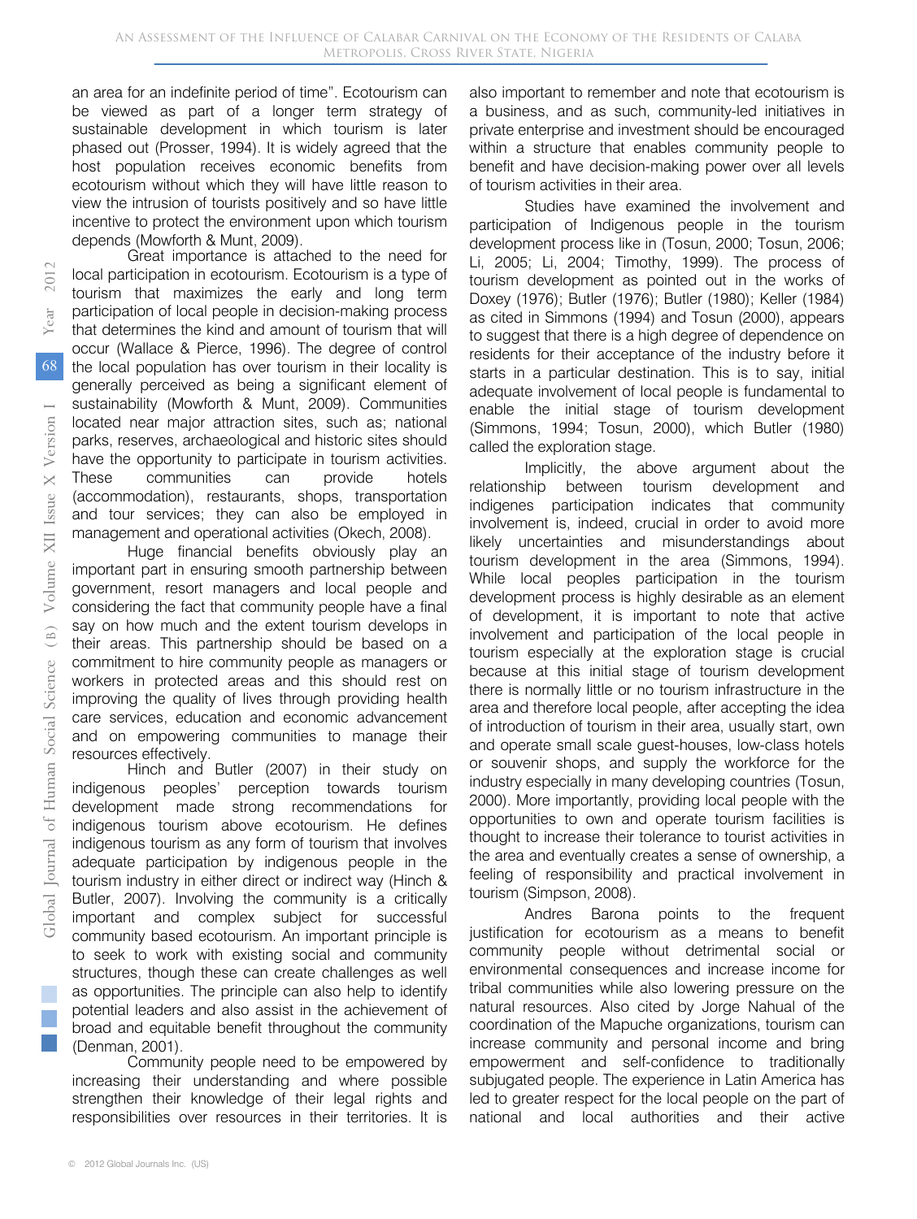an area for an indefinite period of time". Ecotourism can be viewed as part of a longer term strategy of sustainable development in which tourism is later phased out (Prosser, 1994). It is widely agreed that the host population receives economic benefits from ecotourism without which they will have little reason to view the intrusion of tourists positively and so have little incentive to protect the environment upon which tourism depends (Mowforth & Munt, 2009).

Great importance is attached to the need for local participation in ecotourism. Ecotourism is a type of tourism that maximizes the early and long term participation of local people in decision-making process that determines the kind and amount of tourism that will occur (Wallace & Pierce, 1996). The degree of control the local population has over tourism in their locality is generally perceived as being a significant element of sustainability (Mowforth & Munt, 2009). Communities located near major attraction sites, such as; national parks, reserves, archaeological and historic sites should have the opportunity to participate in tourism activities. These communities can provide hotels (accommodation), restaurants, shops, transportation and tour services; they can also be employed in management and operational activities (Okech, 2008).

Huge financial benefits obviously play an important part in ensuring smooth partnership between government, resort managers and local people and considering the fact that community people have a final say on how much and the extent tourism develops in their areas. This partnership should be based on a commitment to hire community people as managers or workers in protected areas and this should rest on improving the quality of lives through providing health care services, education and economic advancement and on empowering communities to manage their resources effectively.

Hinch and Butler (2007) in their study on indigenous peoples' perception towards tourism development made strong recommendations for indigenous tourism above ecotourism. He defines indigenous tourism as any form of tourism that involves adequate participation by indigenous people in the tourism industry in either direct or indirect way (Hinch & Butler, 2007). Involving the community is a critically important and complex subject for successful community based ecotourism. An important principle is to seek to work with existing social and community structures, though these can create challenges as well as opportunities. The principle can also help to identify potential leaders and also assist in the achievement of broad and equitable benefit throughout the community (Denman, 2001).

Community people need to be empowered by increasing their understanding and where possible strengthen their knowledge of their legal rights and responsibilities over resources in their territories. It is also important to remember and note that ecotourism is a business, and as such, community-led initiatives in private enterprise and investment should be encouraged within a structure that enables community people to benefit and have decision-making power over all levels of tourism activities in their area.

Studies have examined the involvement and participation of Indigenous people in the tourism development process like in (Tosun, 2000; Tosun, 2006; Li, 2005; Li, 2004; Timothy, 1999). The process of tourism development as pointed out in the works of Doxey (1976); Butler (1976); Butler (1980); Keller (1984) as cited in Simmons (1994) and Tosun (2000), appears to suggest that there is a high degree of dependence on residents for their acceptance of the industry before it starts in a particular destination. This is to say, initial adequate involvement of local people is fundamental to enable the initial stage of tourism development (Simmons, 1994; Tosun, 2000), which Butler (1980) called the exploration stage.

Implicitly, the above argument about the relationship between tourism development and indigenes participation indicates that community involvement is, indeed, crucial in order to avoid more likely uncertainties and misunderstandings about tourism development in the area (Simmons, 1994). While local peoples participation in the tourism development process is highly desirable as an element of development, it is important to note that active involvement and participation of the local people in tourism especially at the exploration stage is crucial because at this initial stage of tourism development there is normally little or no tourism infrastructure in the area and therefore local people, after accepting the idea of introduction of tourism in their area, usually start, own and operate small scale guest-houses, low-class hotels or souvenir shops, and supply the workforce for the industry especially in many developing countries (Tosun, 2000). More importantly, providing local people with the opportunities to own and operate tourism facilities is thought to increase their tolerance to tourist activities in the area and eventually creates a sense of ownership, a feeling of responsibility and practical involvement in tourism (Simpson, 2008).

Andres Barona points to the frequent justification for ecotourism as a means to benefit community people without detrimental social or environmental consequences and increase income for tribal communities while also lowering pressure on the natural resources. Also cited by Jorge Nahual of the coordination of the Mapuche organizations, tourism can increase community and personal income and bring empowerment and self-confidence to traditionally subjugated people. The experience in Latin America has led to greater respect for the local people on the part of national and local authorities and their active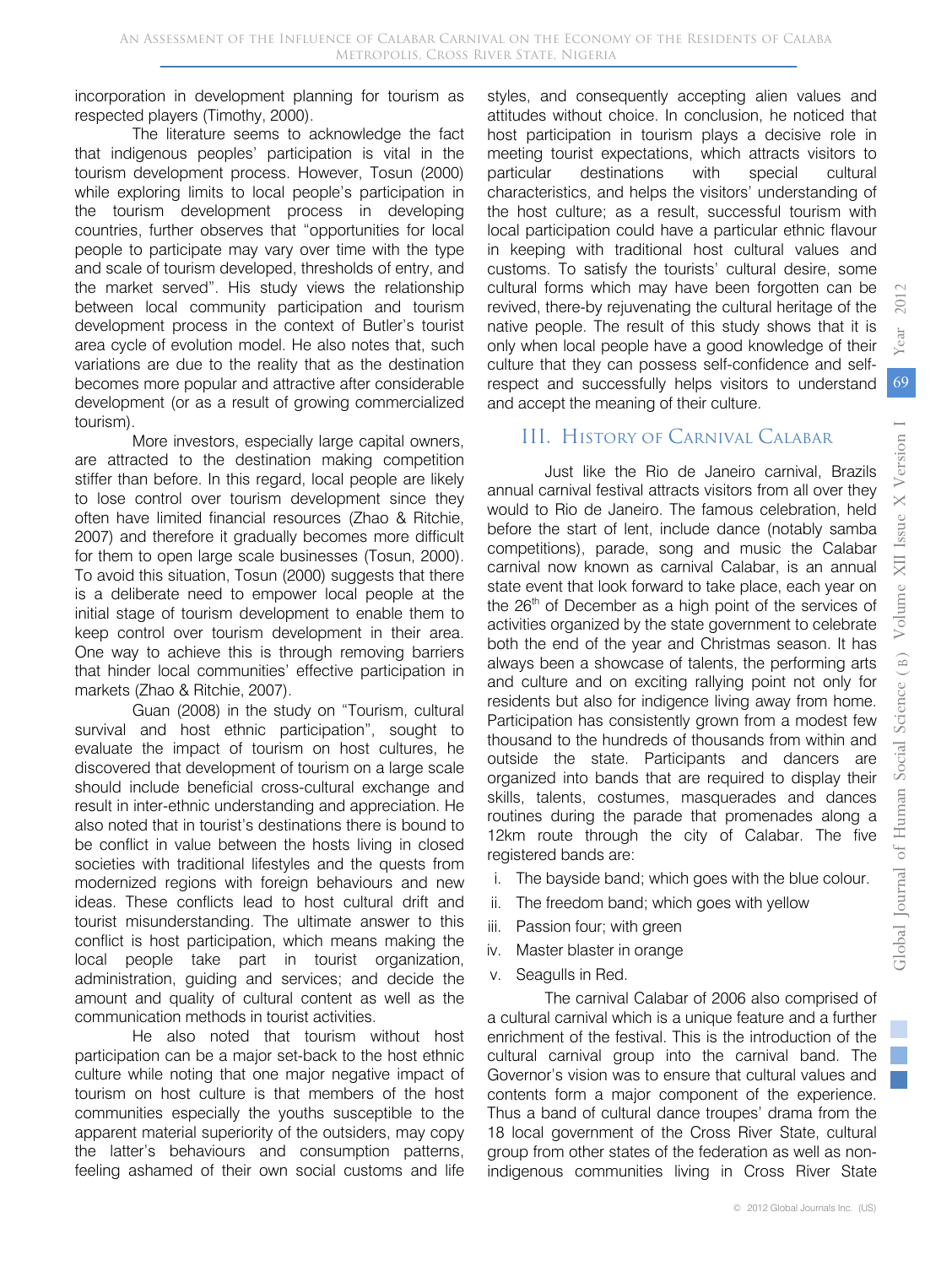incorporation in development planning for tourism as respected players (Timothy, 2000).

The literature seems to acknowledge the fact that indigenous peoples' participation is vital in the tourism development process. However, Tosun (2000) while exploring limits to local people's participation in the tourism development process in developing countries, further observes that "opportunities for local people to participate may vary over time with the type and scale of tourism developed, thresholds of entry, and the market served". His study views the relationship between local community participation and tourism development process in the context of Butler's tourist area cycle of evolution model. He also notes that, such variations are due to the reality that as the destination becomes more popular and attractive after considerable development (or as a result of growing commercialized tourism).

More investors, especially large capital owners, are attracted to the destination making competition stiffer than before. In this regard, local people are likely to lose control over tourism development since they often have limited financial resources (Zhao & Ritchie, 2007) and therefore it gradually becomes more difficult for them to open large scale businesses (Tosun, 2000). To avoid this situation, Tosun (2000) suggests that there is a deliberate need to empower local people at the initial stage of tourism development to enable them to keep control over tourism development in their area. One way to achieve this is through removing barriers that hinder local communities' effective participation in markets (Zhao & Ritchie, 2007).

Guan (2008) in the study on "Tourism, cultural survival and host ethnic participation", sought to evaluate the impact of tourism on host cultures, he discovered that development of tourism on a large scale should include beneficial cross-cultural exchange and result in inter-ethnic understanding and appreciation. He also noted that in tourist's destinations there is bound to be conflict in value between the hosts living in closed societies with traditional lifestyles and the quests from modernized regions with foreign behaviours and new ideas. These conflicts lead to host cultural drift and tourist misunderstanding. The ultimate answer to this conflict is host participation, which means making the local people take part in tourist organization, administration, guiding and services; and decide the amount and quality of cultural content as well as the communication methods in tourist activities.

He also noted that tourism without host participation can be a major set-back to the host ethnic culture while noting that one major negative impact of tourism on host culture is that members of the host communities especially the youths susceptible to the apparent material superiority of the outsiders, may copy the latter's behaviours and consumption patterns, feeling ashamed of their own social customs and life styles, and consequently accepting alien values and attitudes without choice. In conclusion, he noticed that host participation in tourism plays a decisive role in meeting tourist expectations, which attracts visitors to particular destinations with special cultural characteristics, and helps the visitors' understanding of the host culture; as a result, successful tourism with local participation could have a particular ethnic flavour in keeping with traditional host cultural values and customs. To satisfy the tourists' cultural desire, some cultural forms which may have been forgotten can be revived, there-by rejuvenating the cultural heritage of the native people. The result of this study shows that it is only when local people have a good knowledge of their culture that they can possess self-confidence and self-respect and successfully helps visitors to understand and accept the meaning of their culture.

## III. History of Carnival Calabar

Just like the Rio de Janeiro carnival, Brazils annual carnival festival attracts visitors from all over they would to Rio de Janeiro. The famous celebration, held before the start of lent, include dance (notably samba competitions), parade, song and music the Calabar carnival now known as carnival Calabar, is an annual state event that look forward to take place, each year on the 26th of December as a high point of the services of activities organized by the state government to celebrate both the end of the year and Christmas season. It has always been a showcase of talents, the performing arts and culture and on exciting rallying point not only for residents but also for indigence living away from home. Participation has consistently grown from a modest few thousand to the hundreds of thousands from within and outside the state. Participants and dancers are organized into bands that are required to display their skills, talents, costumes, masquerades and dances routines during the parade that promenades along a 12km route through the city of Calabar. The five registered bands are:

i. The bayside band; which goes with the blue colour.
ii. The freedom band; which goes with yellow
iii. Passion four; with green
iv. Master blaster in orange
v. Seagulls in Red.

The carnival Calabar of 2006 also comprised of a cultural carnival which is a unique feature and a further enrichment of the festival. This is the introduction of the cultural carnival group into the carnival band. The Governor's vision was to ensure that cultural values and contents form a major component of the experience. Thus a band of cultural dance troupes' drama from the 18 local government of the Cross River State, cultural group from other states of the federation as well as non-indigenous communities living in Cross River State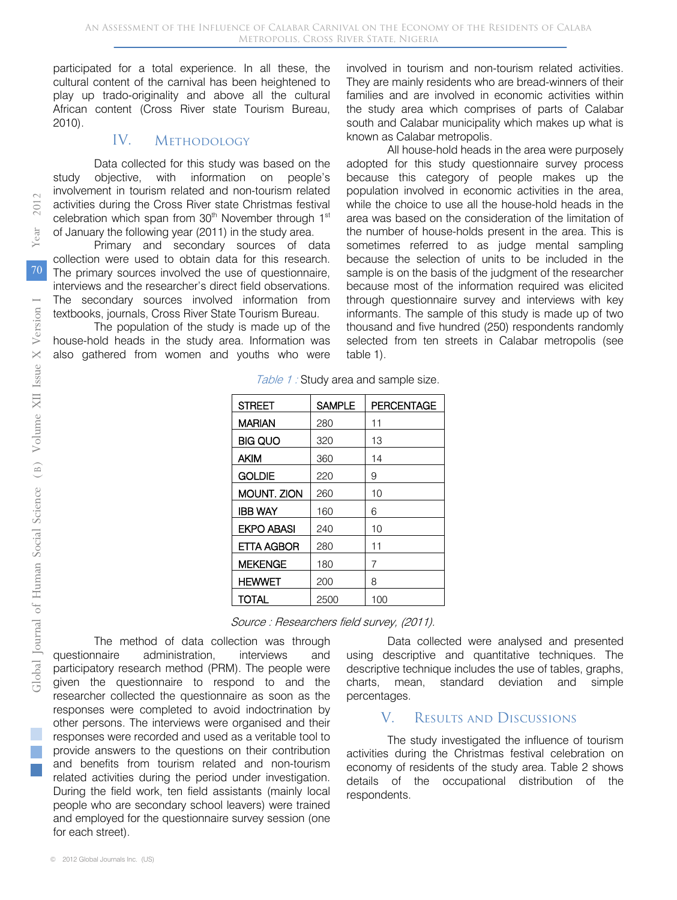participated for a total experience. In all these, the cultural content of the carnival has been heightened to play up trado-originality and above all the cultural African content (Cross River state Tourism Bureau, 2010).

## IV. Methodology

Data collected for this study was based on the study objective, with information on people's involvement in tourism related and non-tourism related activities during the Cross River state Christmas festival celebration which span from 30th November through 1st of January the following year (2011) in the study area.

Primary and secondary sources of data collection were used to obtain data for this research. The primary sources involved the use of questionnaire, interviews and the researcher's direct field observations. The secondary sources involved information from textbooks, journals, Cross River State Tourism Bureau.

The population of the study is made up of the house-hold heads in the study area. Information was also gathered from women and youths who were involved in tourism and non-tourism related activities. They are mainly residents who are bread-winners of their families and are involved in economic activities within the study area which comprises of parts of Calabar south and Calabar municipality which makes up what is known as Calabar metropolis.

All house-hold heads in the area were purposely adopted for this study questionnaire survey process because this category of people makes up the population involved in economic activities in the area, while the choice to use all the house-hold heads in the area was based on the consideration of the limitation of the number of house-holds present in the area. This is sometimes referred to as judge mental sampling because the selection of units to be included in the sample is on the basis of the judgment of the researcher because most of the information required was elicited through questionnaire survey and interviews with key informants. The sample of this study is made up of two thousand and five hundred (250) respondents randomly selected from ten streets in Calabar metropolis (see table 1).

*Table 1 :* Study area and sample size.

| STREET | SAMPLE | PERCENTAGE |
|---|---|---|
| MARIAN | 280 | 11 |
| BIG QUO | 320 | 13 |
| AKIM | 360 | 14 |
| GOLDIE | 220 | 9 |
| MOUNT. ZION | 260 | 10 |
| IBB WAY | 160 | 6 |
| EKPO ABASI | 240 | 10 |
| ETTA AGBOR | 280 | 11 |
| MEKENGE | 180 | 7 |
| HEWWET | 200 | 8 |
| TOTAL | 2500 | 100 |

*Source : Researchers field survey, (2011).*

The method of data collection was through questionnaire administration, interviews and participatory research method (PRM). The people were given the questionnaire to respond to and the researcher collected the questionnaire as soon as the responses were completed to avoid indoctrination by other persons. The interviews were organised and their responses were recorded and used as a veritable tool to provide answers to the questions on their contribution and benefits from tourism related and non-tourism related activities during the period under investigation. During the field work, ten field assistants (mainly local people who are secondary school leavers) were trained and employed for the questionnaire survey session (one for each street).

Data collected were analysed and presented using descriptive and quantitative techniques. The descriptive technique includes the use of tables, graphs, charts, mean, standard deviation and simple percentages.

## V. Results and Discussions

The study investigated the influence of tourism activities during the Christmas festival celebration on economy of residents of the study area. Table 2 shows details of the occupational distribution of the respondents.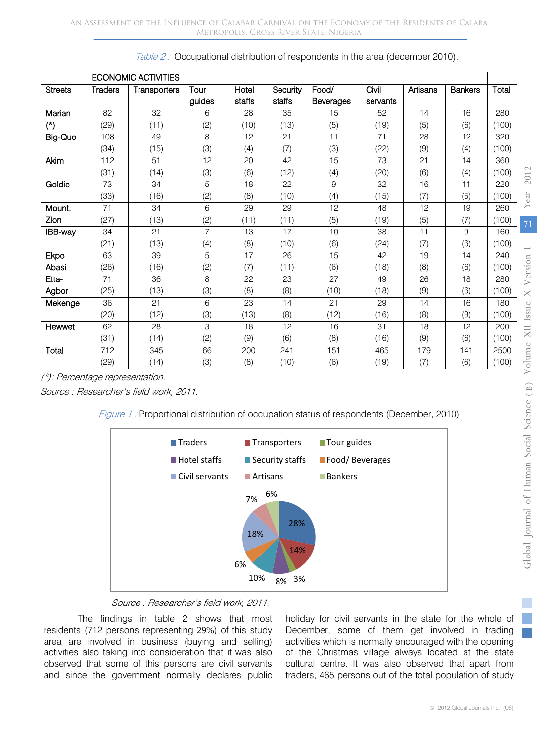*Table 2 :* Occupational distribution of respondents in the area (december 2010).

| Streets | ECONOMIC ACTIVITIES | | | | | | | | | Total |
|---|---|---|---|---|---|---|---|---|---|---|
| | Traders | Transporters | Tour guides | Hotel staffs | Security staffs | Food/ Beverages | Civil servants | Artisans | Bankers | |
| Marian (*) | 82 (29) | 32 (11) | 6 (2) | 28 (10) | 35 (13) | 15 (5) | 52 (19) | 14 (5) | 16 (6) | 280 (100) |
| Big-Quo | 108 (34) | 49 (15) | 8 (3) | 12 (4) | 21 (7) | 11 (3) | 71 (22) | 28 (9) | 12 (4) | 320 (100) |
| Akim | 112 (31) | 51 (14) | 12 (3) | 20 (6) | 42 (12) | 15 (4) | 73 (20) | 21 (6) | 14 (4) | 360 (100) |
| Goldie | 73 (33) | 34 (16) | 5 (2) | 18 (8) | 22 (10) | 9 (4) | 32 (15) | 16 (7) | 11 (5) | 220 (100) |
| Mount. Zion | 71 (27) | 34 (13) | 6 (2) | 29 (11) | 29 (11) | 12 (5) | 48 (19) | 12 (5) | 19 (7) | 260 (100) |
| IBB-way | 34 (21) | 21 (13) | 7 (4) | 13 (8) | 17 (10) | 10 (6) | 38 (24) | 11 (7) | 9 (6) | 160 (100) |
| Ekpo Abasi | 63 (26) | 39 (16) | 5 (2) | 17 (7) | 26 (11) | 15 (6) | 42 (18) | 19 (8) | 14 (6) | 240 (100) |
| Etta-Agbor | 71 (25) | 36 (13) | 8 (3) | 22 (8) | 23 (8) | 27 (10) | 49 (18) | 26 (9) | 18 (6) | 280 (100) |
| Mekenge | 36 (20) | 21 (12) | 6 (3) | 23 (13) | 14 (8) | 21 (12) | 29 (16) | 14 (8) | 16 (9) | 180 (100) |
| Hewwet | 62 (31) | 28 (14) | 3 (2) | 18 (9) | 12 (6) | 16 (8) | 31 (16) | 18 (9) | 12 (6) | 200 (100) |
| Total | 712 (29) | 345 (14) | 66 (3) | 200 (8) | 241 (10) | 151 (6) | 465 (19) | 179 (7) | 141 (6) | 2500 (100) |

*(\*): Percentage representation.*

*Source : Researcher's field work, 2011.*

*Figure 1 :* Proportional distribution of occupation status of respondents (December, 2010)

*Source : Researcher's field work, 2011.*

The findings in table 2 shows that most residents (712 persons representing 29%) of this study area are involved in business (buying and selling) activities also taking into consideration that it was also observed that some of this persons are civil servants and since the government normally declares public holiday for civil servants in the state for the whole of December, some of them get involved in trading activities which is normally encouraged with the opening of the Christmas village always located at the state cultural centre. It was also observed that apart from traders, 465 persons out of the total population of study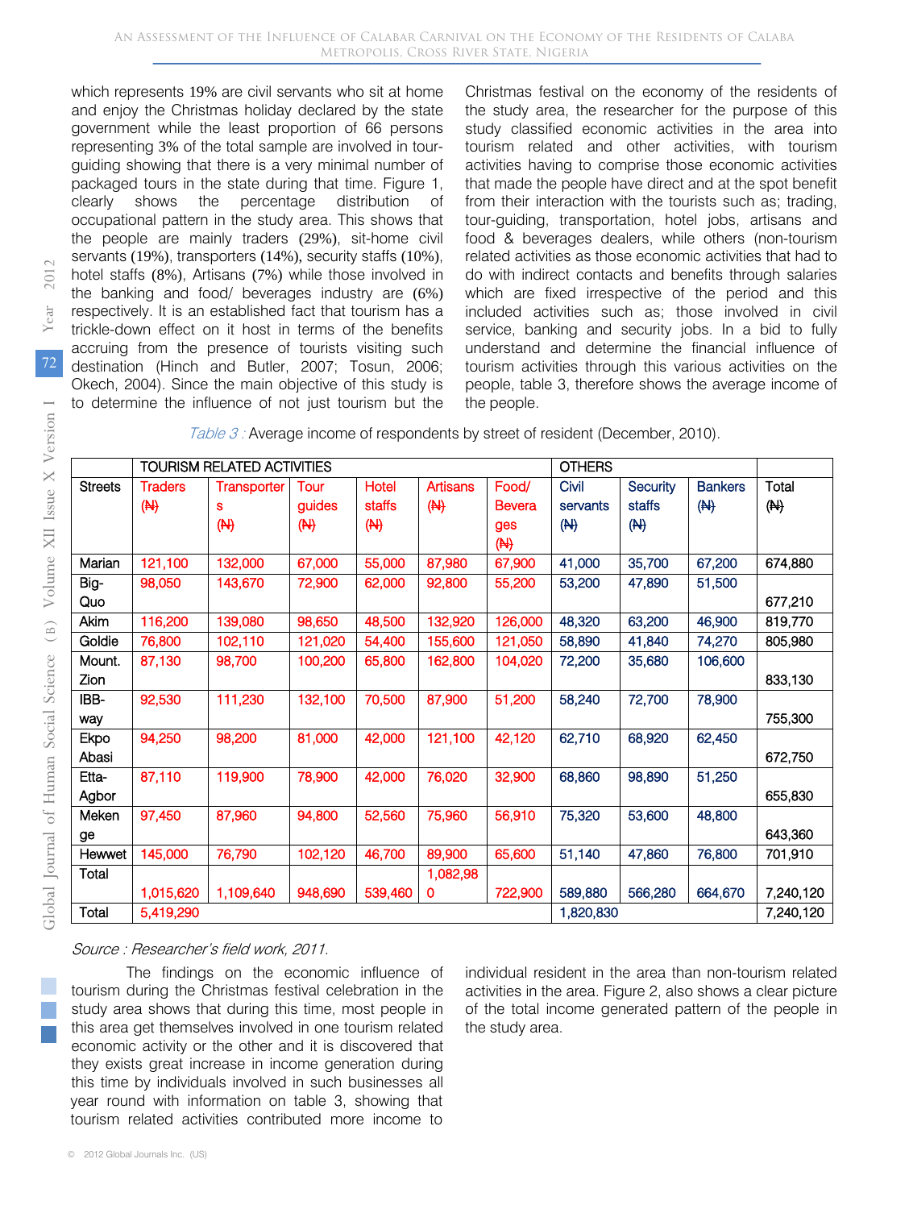which represents 19% are civil servants who sit at home and enjoy the Christmas holiday declared by the state government while the least proportion of 66 persons representing 3% of the total sample are involved in tour-guiding showing that there is a very minimal number of packaged tours in the state during that time. Figure 1, clearly shows the percentage distribution of occupational pattern in the study area. This shows that the people are mainly traders (29%), sit-home civil servants (19%), transporters (14%), security staffs (10%), hotel staffs (8%), Artisans (7%) while those involved in the banking and food/ beverages industry are (6%) respectively. It is an established fact that tourism has a trickle-down effect on it host in terms of the benefits accruing from the presence of tourists visiting such destination (Hinch and Butler, 2007; Tosun, 2006; Okech, 2004). Since the main objective of this study is to determine the influence of not just tourism but the Christmas festival on the economy of the residents of the study area, the researcher for the purpose of this study classified economic activities in the area into tourism related and other activities, with tourism activities having to comprise those economic activities that made the people have direct and at the spot benefit from their interaction with the tourists such as; trading, tour-guiding, transportation, hotel jobs, artisans and food & beverages dealers, while others (non-tourism related activities as those economic activities that had to do with indirect contacts and benefits through salaries which are fixed irrespective of the period and this included activities such as; those involved in civil service, banking and security jobs. In a bid to fully understand and determine the financial influence of tourism activities through this various activities on the people, table 3, therefore shows the average income of the people.

*Table 3 :* Average income of respondents by street of resident (December, 2010).

| | TOURISM RELATED ACTIVITIES | | | | | | OTHERS | | | |
|---|---|---|---|---|---|---|---|---|---|---|
| Streets | Traders (₦) | Transporters (₦) | Tour guides (₦) | Hotel staffs (₦) | Artisans (₦) | Food/ Beverages (₦) | Civil servants (₦) | Security staffs (₦) | Bankers (₦) | Total (₦) |
| Marian | 121,100 | 132,000 | 67,000 | 55,000 | 87,980 | 67,900 | 41,000 | 35,700 | 67,200 | 674,880 |
| Big-Quo | 98,050 | 143,670 | 72,900 | 62,000 | 92,800 | 55,200 | 53,200 | 47,890 | 51,500 | 677,210 |
| Akim | 116,200 | 139,080 | 98,650 | 48,500 | 132,920 | 126,000 | 48,320 | 63,200 | 46,900 | 819,770 |
| Goldie | 76,800 | 102,110 | 121,020 | 54,400 | 155,600 | 121,050 | 58,890 | 41,840 | 74,270 | 805,980 |
| Mount. Zion | 87,130 | 98,700 | 100,200 | 65,800 | 162,800 | 104,020 | 72,200 | 35,680 | 106,600 | 833,130 |
| IBB-way | 92,530 | 111,230 | 132,100 | 70,500 | 87,900 | 51,200 | 58,240 | 72,700 | 78,900 | 755,300 |
| Ekpo Abasi | 94,250 | 98,200 | 81,000 | 42,000 | 121,100 | 42,120 | 62,710 | 68,920 | 62,450 | 672,750 |
| Etta-Agbor | 87,110 | 119,900 | 78,900 | 42,000 | 76,020 | 32,900 | 68,860 | 98,890 | 51,250 | 655,830 |
| Mekenge | 97,450 | 87,960 | 94,800 | 52,560 | 75,960 | 56,910 | 75,320 | 53,600 | 48,800 | 643,360 |
| Hewwet | 145,000 | 76,790 | 102,120 | 46,700 | 89,900 | 65,600 | 51,140 | 47,860 | 76,800 | 701,910 |
| Total | 1,015,620 | 1,109,640 | 948,690 | 539,460 | 1,082,980 | 722,900 | 589,880 | 566,280 | 664,670 | 7,240,120 |
| Total | 5,419,290 | | | | | | 1,820,830 | | | 7,240,120 |

*Source : Researcher's field work, 2011.*

The findings on the economic influence of tourism during the Christmas festival celebration in the study area shows that during this time, most people in this area get themselves involved in one tourism related economic activity or the other and it is discovered that they exists great increase in income generation during this time by individuals involved in such businesses all year round with information on table 3, showing that tourism related activities contributed more income to individual resident in the area than non-tourism related activities in the area. Figure 2, also shows a clear picture of the total income generated pattern of the people in the study area.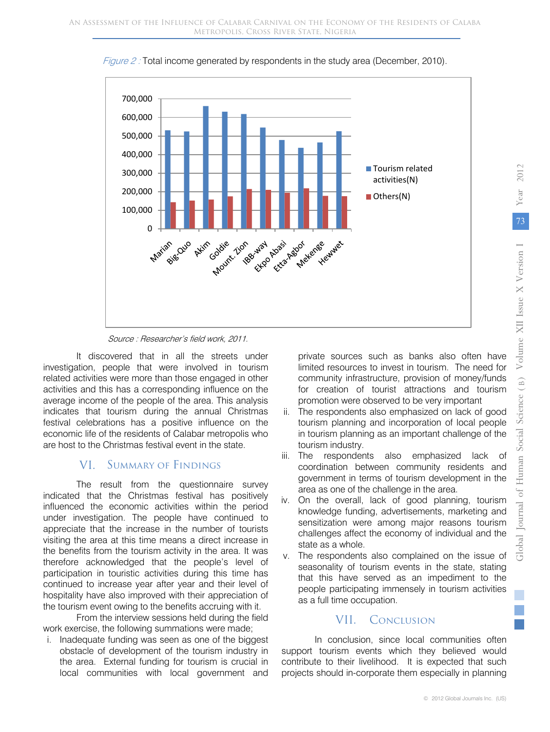*Figure 2 :* Total income generated by respondents in the study area (December, 2010).

*Source : Researcher's field work, 2011.*

It discovered that in all the streets under investigation, people that were involved in tourism related activities were more than those engaged in other activities and this has a corresponding influence on the average income of the people of the area. This analysis indicates that tourism during the annual Christmas festival celebrations has a positive influence on the economic life of the residents of Calabar metropolis who are host to the Christmas festival event in the state.

## VI. Summary of Findings

The result from the questionnaire survey indicated that the Christmas festival has positively influenced the economic activities within the period under investigation. The people have continued to appreciate that the increase in the number of tourists visiting the area at this time means a direct increase in the benefits from the tourism activity in the area. It was therefore acknowledged that the people's level of participation in touristic activities during this time has continued to increase year after year and their level of hospitality have also improved with their appreciation of the tourism event owing to the benefits accruing with it.

From the interview sessions held during the field work exercise, the following summations were made;

i. Inadequate funding was seen as one of the biggest obstacle of development of the tourism industry in the area. External funding for tourism is crucial in local communities with local government and private sources such as banks also often have limited resources to invest in tourism. The need for community infrastructure, provision of money/funds for creation of tourist attractions and tourism promotion were observed to be very important
ii. The respondents also emphasized on lack of good tourism planning and incorporation of local people in tourism planning as an important challenge of the tourism industry.
iii. The respondents also emphasized lack of coordination between community residents and government in terms of tourism development in the area as one of the challenge in the area.
iv. On the overall, lack of good planning, tourism knowledge funding, advertisements, marketing and sensitization were among major reasons tourism challenges affect the economy of individual and the state as a whole.
v. The respondents also complained on the issue of seasonality of tourism events in the state, stating that this have served as an impediment to the people participating immensely in tourism activities as a full time occupation.

## VII. Conclusion

In conclusion, since local communities often support tourism events which they believed would contribute to their livelihood. It is expected that such projects should in-corporate them especially in planning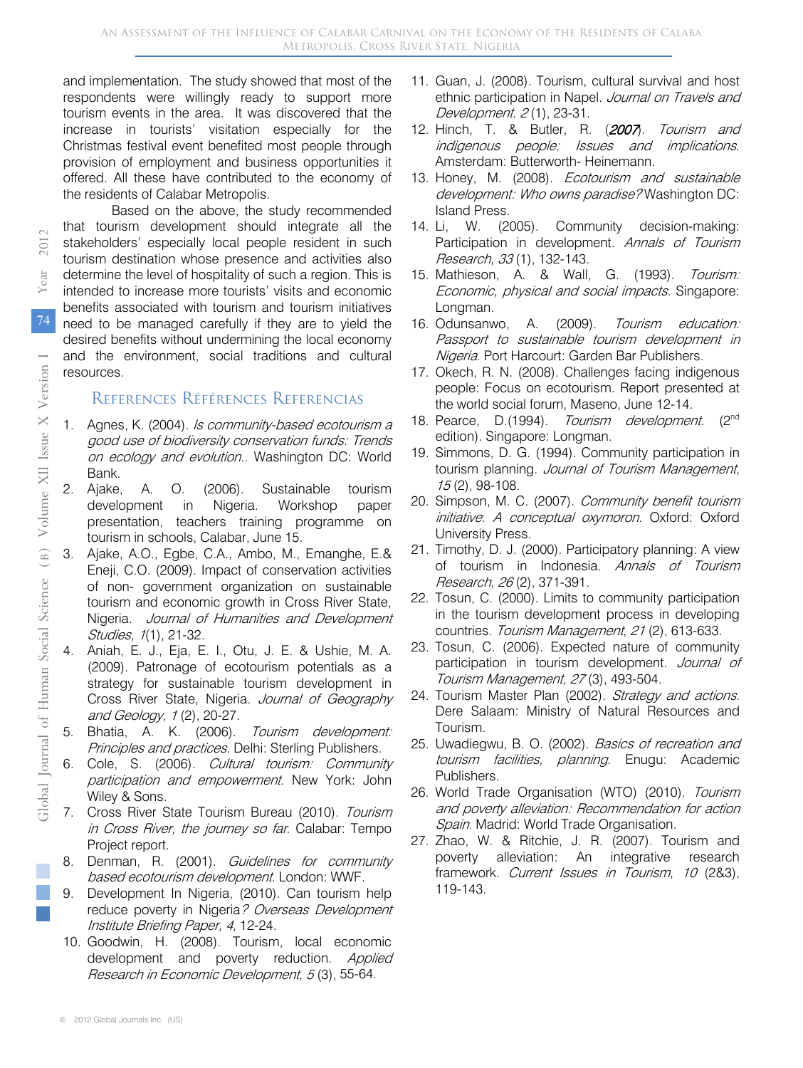and implementation. The study showed that most of the respondents were willingly ready to support more tourism events in the area. It was discovered that the increase in tourists' visitation especially for the Christmas festival event benefited most people through provision of employment and business opportunities it offered. All these have contributed to the economy of the residents of Calabar Metropolis.

Based on the above, the study recommended that tourism development should integrate all the stakeholders' especially local people resident in such tourism destination whose presence and activities also determine the level of hospitality of such a region. This is intended to increase more tourists' visits and economic benefits associated with tourism and tourism initiatives need to be managed carefully if they are to yield the desired benefits without undermining the local economy and the environment, social traditions and cultural resources.

## References Références Referencias

1. Agnes, K. (2004). *Is community-based ecotourism a good use of biodiversity conservation funds: Trends on ecology and evolution.*. Washington DC: World Bank.
2. Ajake, A. O. (2006). Sustainable tourism development in Nigeria. Workshop paper presentation, teachers training programme on tourism in schools, Calabar, June 15.
3. Ajake, A.O., Egbe, C.A., Ambo, M., Emanghe, E.& Eneji, C.O. (2009). Impact of conservation activities of non- government organization on sustainable tourism and economic growth in Cross River State, Nigeria. *Journal of Humanities and Development Studies*, *1*(1), 21-32.
4. Aniah, E. J., Eja, E. I., Otu, J. E. & Ushie, M. A. (2009). Patronage of ecotourism potentials as a strategy for sustainable tourism development in Cross River State, Nigeria. *Journal of Geography and Geology*, *1* (2), 20-27.
5. Bhatia, A. K. (2006). *Tourism development: Principles and practices*. Delhi: Sterling Publishers.
6. Cole, S. (2006). *Cultural tourism: Community participation and empowerment*. New York: John Wiley & Sons.
7. Cross River State Tourism Bureau (2010). *Tourism in Cross River, the journey so far*. Calabar: Tempo Project report.
8. Denman, R. (2001). *Guidelines for community based ecotourism development*. London: WWF.
9. Development In Nigeria, (2010). Can tourism help reduce poverty in Nigeria*? Overseas Development Institute Briefing Paper*, *4,* 12-24.
10. Goodwin, H. (2008). Tourism, local economic development and poverty reduction. *Applied Research in Economic Development*, *5* (3), 55-64.
11. Guan, J. (2008). Tourism, cultural survival and host ethnic participation in Napel. *Journal on Travels and Development*. *2* (1), 23-31.
12. Hinch, T. & Butler, R. (*2007*). *Tourism and indigenous people: Issues and implications*. Amsterdam: Butterworth- Heinemann.
13. Honey, M. (2008). *Ecotourism and sustainable development: Who owns paradise?* Washington DC: Island Press.
14. Li, W. (2005). Community decision-making: Participation in development. *Annals of Tourism Research*, *33* (1), 132-143.
15. Mathieson, A. & Wall, G. (1993). *Tourism: Economic, physical and social impacts*. Singapore: Longman.
16. Odunsanwo, A. (2009). *Tourism education: Passport to sustainable tourism development in Nigeria*. Port Harcourt: Garden Bar Publishers.
17. Okech, R. N. (2008). Challenges facing indigenous people: Focus on ecotourism. Report presented at the world social forum, Maseno, June 12-14.
18. Pearce, D.(1994). *Tourism development*. (2nd edition). Singapore: Longman.
19. Simmons, D. G. (1994). Community participation in tourism planning. *Journal of Tourism Management*, *15* (2), 98-108.
20. Simpson, M. C. (2007). *Community benefit tourism initiative*: *A conceptual oxymoron*. Oxford: Oxford University Press.
21. Timothy, D. J. (2000). Participatory planning: A view of tourism in Indonesia. *Annals of Tourism Research*, *26* (2), 371-391.
22. Tosun, C. (2000). Limits to community participation in the tourism development process in developing countries. *Tourism Management*, *21* (2), 613-633.
23. Tosun, C. (2006). Expected nature of community participation in tourism development. *Journal of Tourism Management, 27* (3), 493-504.
24. Tourism Master Plan (2002). *Strategy and actions.* Dere Salaam: Ministry of Natural Resources and Tourism.
25. Uwadiegwu, B. O. (2002). *Basics of recreation and tourism facilities, planning*. Enugu: Academic Publishers.
26. World Trade Organisation (WTO) (2010). *Tourism and poverty alleviation: Recommendation for action Spain*. Madrid: World Trade Organisation.
27. Zhao, W. & Ritchie, J. R. (2007). Tourism and poverty alleviation: An integrative research framework. *Current Issues in Tourism*, *10* (2&3), 119-143.